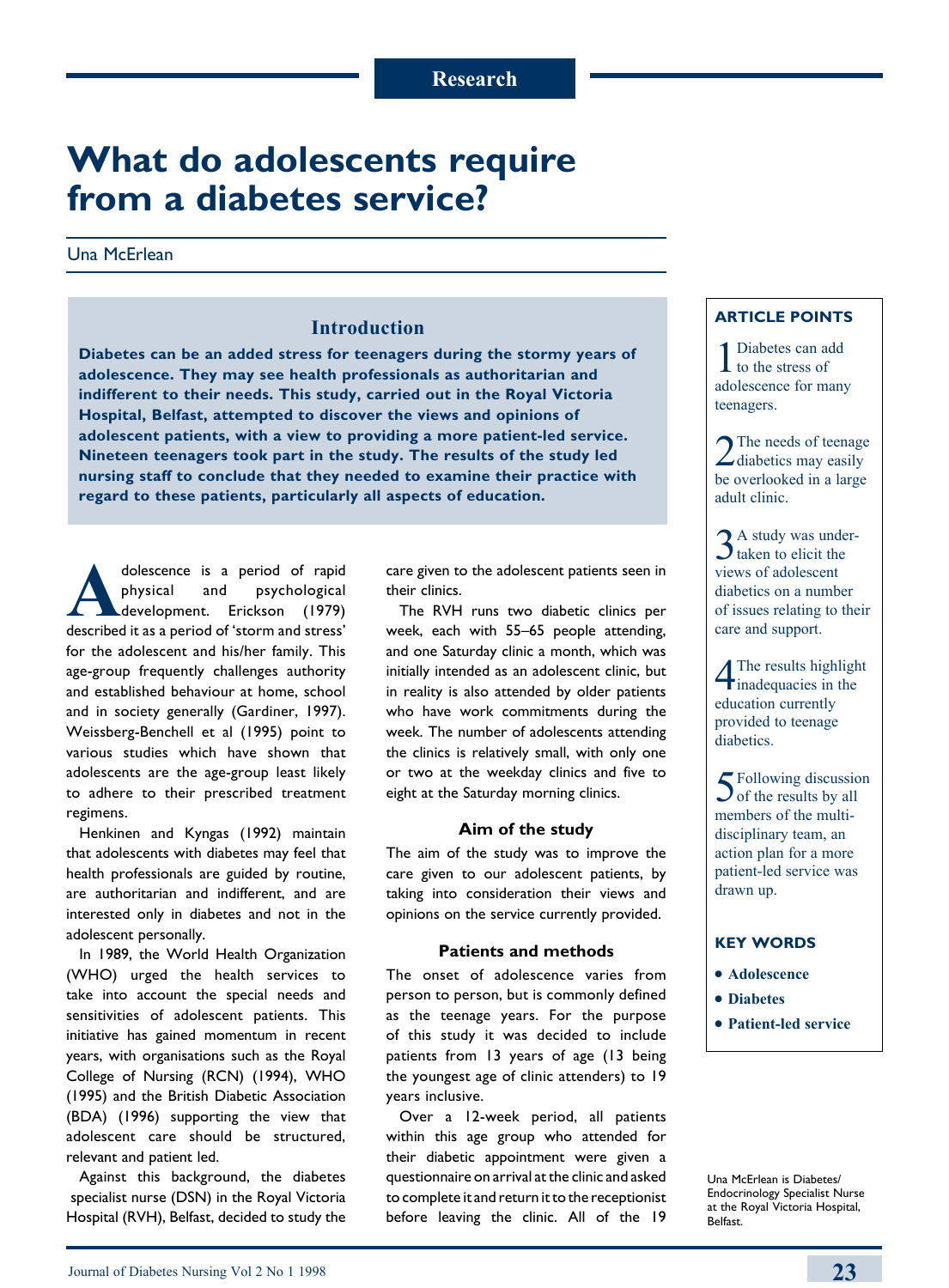Research

# What do adolescents require from a diabetes service?

Una McErlean

## Introduction

**Diabetes can be an added stress for teenagers during the stormy years of adolescence. They may see health professionals as authoritarian and indifferent to their needs. This study, carried out in the Royal Victoria Hospital, Belfast, attempted to discover the views and opinions of adolescent patients, with a view to providing a more patient-led service. Nineteen teenagers took part in the study. The results of the study led nursing staff to conclude that they needed to examine their practice with regard to these patients, particularly all aspects of education.**

Adolescence is a period of rapid physical and psychological development. Erickson (1979) described it as a period of 'storm and stress' for the adolescent and his/her family. This age-group frequently challenges authority and established behaviour at home, school and in society generally (Gardiner, 1997). Weissberg-Benchell et al (1995) point to various studies which have shown that adolescents are the age-group least likely to adhere to their prescribed treatment regimens.

Henkinen and Kyngas (1992) maintain that adolescents with diabetes may feel that health professionals are guided by routine, are authoritarian and indifferent, and are interested only in diabetes and not in the adolescent personally.

In 1989, the World Health Organization (WHO) urged the health services to take into account the special needs and sensitivities of adolescent patients. This initiative has gained momentum in recent years, with organisations such as the Royal College of Nursing (RCN) (1994), WHO (1995) and the British Diabetic Association (BDA) (1996) supporting the view that adolescent care should be structured, relevant and patient led.

Against this background, the diabetes specialist nurse (DSN) in the Royal Victoria Hospital (RVH), Belfast, decided to study the care given to the adolescent patients seen in their clinics.

The RVH runs two diabetic clinics per week, each with 55–65 people attending, and one Saturday clinic a month, which was initially intended as an adolescent clinic, but in reality is also attended by older patients who have work commitments during the week. The number of adolescents attending the clinics is relatively small, with only one or two at the weekday clinics and five to eight at the Saturday morning clinics.

### Aim of the study

The aim of the study was to improve the care given to our adolescent patients, by taking into consideration their views and opinions on the service currently provided.

### Patients and methods

The onset of adolescence varies from person to person, but is commonly defined as the teenage years. For the purpose of this study it was decided to include patients from 13 years of age (13 being the youngest age of clinic attenders) to 19 years inclusive.

Over a 12-week period, all patients within this age group who attended for their diabetic appointment were given a questionnaire on arrival at the clinic and asked to complete it and return it to the receptionist before leaving the clinic. All of the 19

---

**ARTICLE POINTS**

1. Diabetes can add to the stress of adolescence for many teenagers.
2. The needs of teenage diabetics may easily be overlooked in a large adult clinic.
3. A study was undertaken to elicit the views of adolescent diabetics on a number of issues relating to their care and support.
4. The results highlight inadequacies in the education currently provided to teenage diabetics.
5. Following discussion of the results by all members of the multidisciplinary team, an action plan for a more patient-led service was drawn up.

**KEY WORDS**

- **Adolescence**
- **Diabetes**
- **Patient-led service**

Una McErlean is Diabetes/Endocrinology Specialist Nurse at the Royal Victoria Hospital, Belfast.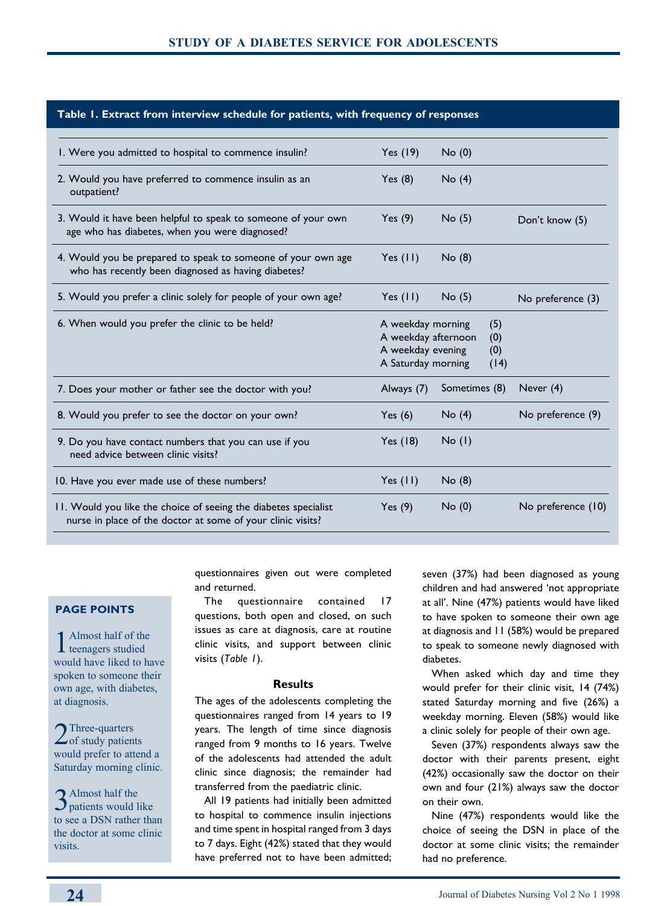**Table 1. Extract from interview schedule for patients, with frequency of responses**

| Question | | | |
|---|---|---|---|
| 1. Were you admitted to hospital to commence insulin? | Yes (19) | No (0) | |
| 2. Would you have preferred to commence insulin as an outpatient? | Yes (8) | No (4) | |
| 3. Would it have been helpful to speak to someone of your own age who has diabetes, when you were diagnosed? | Yes (9) | No (5) | Don't know (5) |
| 4. Would you be prepared to speak to someone of your own age who has recently been diagnosed as having diabetes? | Yes (11) | No (8) | |
| 5. Would you prefer a clinic solely for people of your own age? | Yes (11) | No (5) | No preference (3) |
| 6. When would you prefer the clinic to be held? | A weekday morning (5)<br>A weekday afternoon (0)<br>A weekday evening (0)<br>A Saturday morning (14) | | |
| 7. Does your mother or father see the doctor with you? | Always (7) | Sometimes (8) | Never (4) |
| 8. Would you prefer to see the doctor on your own? | Yes (6) | No (4) | No preference (9) |
| 9. Do you have contact numbers that you can use if you need advice between clinic visits? | Yes (18) | No (1) | |
| 10. Have you ever made use of these numbers? | Yes (11) | No (8) | |
| 11. Would you like the choice of seeing the diabetes specialist nurse in place of the doctor at some of your clinic visits? | Yes (9) | No (0) | No preference (10) |

questionnaires given out were completed and returned.

The questionnaire contained 17 questions, both open and closed, on such issues as care at diagnosis, care at routine clinic visits, and support between clinic visits (*Table 1*).

### Results

The ages of the adolescents completing the questionnaires ranged from 14 years to 19 years. The length of time since diagnosis ranged from 9 months to 16 years. Twelve of the adolescents had attended the adult clinic since diagnosis; the remainder had transferred from the paediatric clinic.

All 19 patients had initially been admitted to hospital to commence insulin injections and time spent in hospital ranged from 3 days to 7 days. Eight (42%) stated that they would have preferred not to have been admitted; seven (37%) had been diagnosed as young children and had answered 'not appropriate at all'. Nine (47%) patients would have liked to have spoken to someone their own age at diagnosis and 11 (58%) would be prepared to speak to someone newly diagnosed with diabetes.

When asked which day and time they would prefer for their clinic visit, 14 (74%) stated Saturday morning and five (26%) a weekday morning. Eleven (58%) would like a clinic solely for people of their own age.

Seven (37%) respondents always saw the doctor with their parents present, eight (42%) occasionally saw the doctor on their own and four (21%) always saw the doctor on their own.

Nine (47%) respondents would like the choice of seeing the DSN in place of the doctor at some clinic visits; the remainder had no preference.

**PAGE POINTS**

1. Almost half of the teenagers studied would have liked to have spoken to someone their own age, with diabetes, at diagnosis.
2. Three-quarters of study patients would prefer to attend a Saturday morning clinic.
3. Almost half the patients would like to see a DSN rather than the doctor at some clinic visits.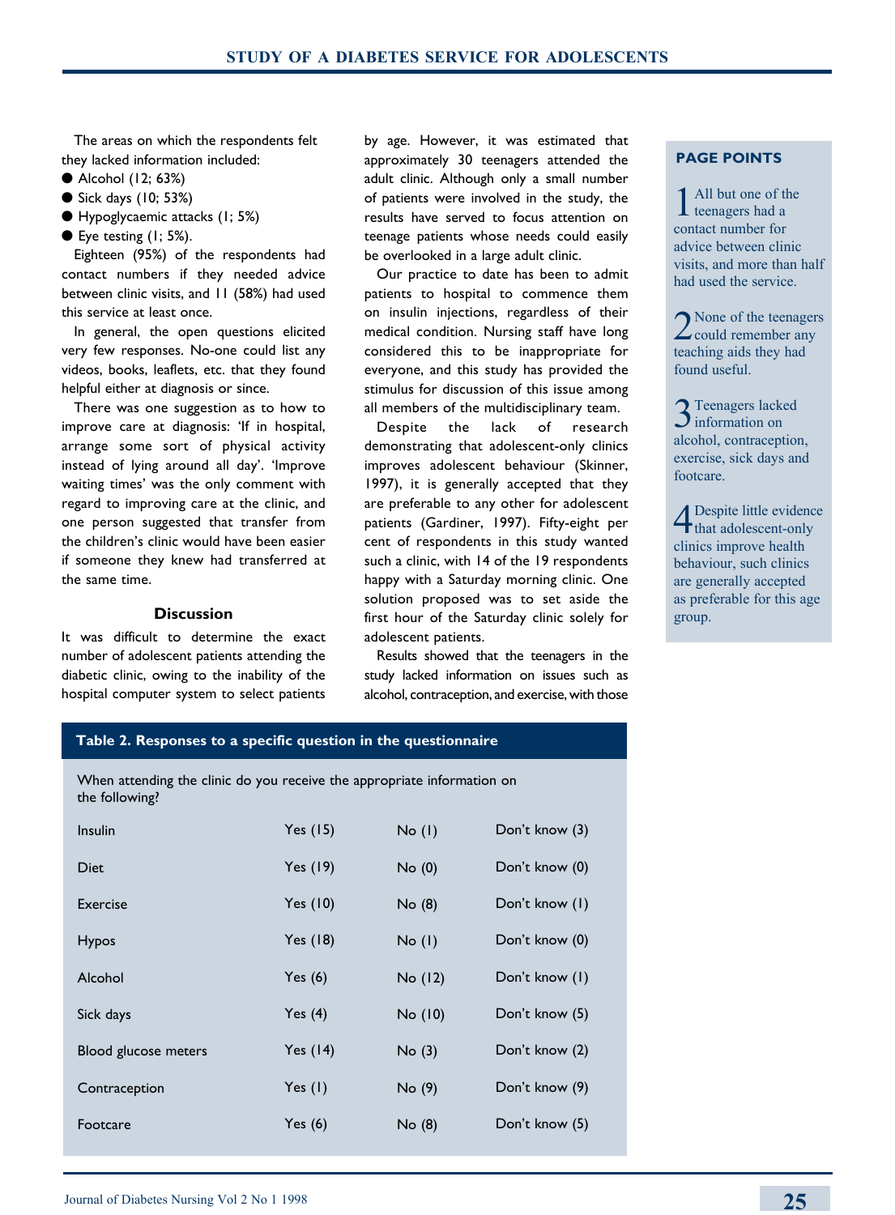The areas on which the respondents felt they lacked information included:

- Alcohol (12; 63%)
- Sick days (10; 53%)
- Hypoglycaemic attacks (1; 5%)
- Eye testing (1; 5%).

Eighteen (95%) of the respondents had contact numbers if they needed advice between clinic visits, and 11 (58%) had used this service at least once.

In general, the open questions elicited very few responses. No-one could list any videos, books, leaflets, etc. that they found helpful either at diagnosis or since.

There was one suggestion as to how to improve care at diagnosis: 'If in hospital, arrange some sort of physical activity instead of lying around all day'. 'Improve waiting times' was the only comment with regard to improving care at the clinic, and one person suggested that transfer from the children's clinic would have been easier if someone they knew had transferred at the same time.

## Discussion

It was difficult to determine the exact number of adolescent patients attending the diabetic clinic, owing to the inability of the hospital computer system to select patients by age. However, it was estimated that approximately 30 teenagers attended the adult clinic. Although only a small number of patients were involved in the study, the results have served to focus attention on teenage patients whose needs could easily be overlooked in a large adult clinic.

Our practice to date has been to admit patients to hospital to commence them on insulin injections, regardless of their medical condition. Nursing staff have long considered this to be inappropriate for everyone, and this study has provided the stimulus for discussion of this issue among all members of the multidisciplinary team.

Despite the lack of research demonstrating that adolescent-only clinics improves adolescent behaviour (Skinner, 1997), it is generally accepted that they are preferable to any other for adolescent patients (Gardiner, 1997). Fifty-eight per cent of respondents in this study wanted such a clinic, with 14 of the 19 respondents happy with a Saturday morning clinic. One solution proposed was to set aside the first hour of the Saturday clinic solely for adolescent patients.

Results showed that the teenagers in the study lacked information on issues such as alcohol, contraception, and exercise, with those

**PAGE POINTS**

1. All but one of the teenagers had a contact number for advice between clinic visits, and more than half had used the service.
2. None of the teenagers could remember any teaching aids they had found useful.
3. Teenagers lacked information on alcohol, contraception, exercise, sick days and footcare.
4. Despite little evidence that adolescent-only clinics improve health behaviour, such clinics are generally accepted as preferable for this age group.

**Table 2. Responses to a specific question in the questionnaire**

When attending the clinic do you receive the appropriate information on the following?

| | | | |
|---|---|---|---|
| Insulin | Yes (15) | No (1) | Don't know (3) |
| Diet | Yes (19) | No (0) | Don't know (0) |
| Exercise | Yes (10) | No (8) | Don't know (1) |
| Hypos | Yes (18) | No (1) | Don't know (0) |
| Alcohol | Yes (6) | No (12) | Don't know (1) |
| Sick days | Yes (4) | No (10) | Don't know (5) |
| Blood glucose meters | Yes (14) | No (3) | Don't know (2) |
| Contraception | Yes (1) | No (9) | Don't know (9) |
| Footcare | Yes (6) | No (8) | Don't know (5) |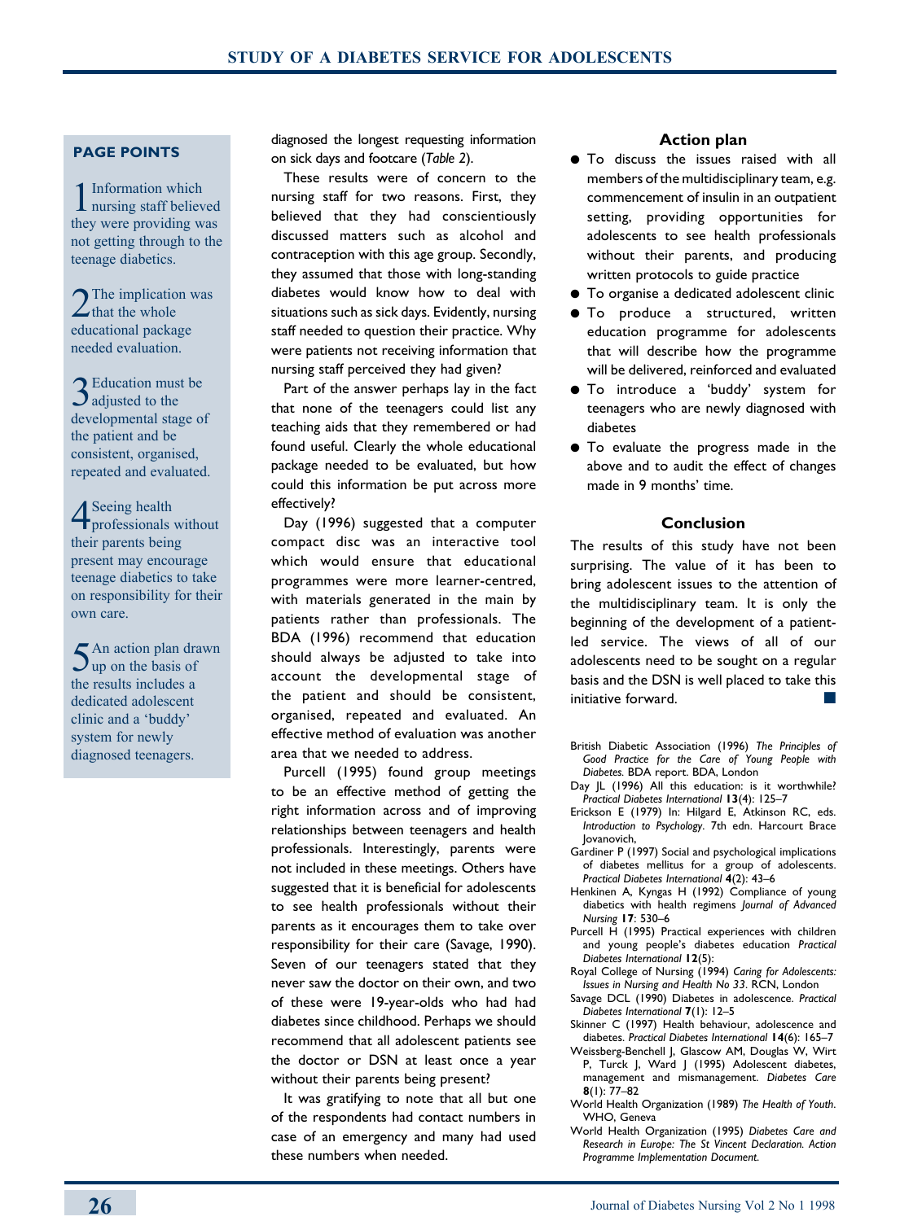## PAGE POINTS

1 Information which nursing staff believed they were providing was not getting through to the teenage diabetics.

2 The implication was that the whole educational package needed evaluation.

3 Education must be adjusted to the developmental stage of the patient and be consistent, organised, repeated and evaluated.

4 Seeing health professionals without their parents being present may encourage teenage diabetics to take on responsibility for their own care.

5 An action plan drawn up on the basis of the results includes a dedicated adolescent clinic and a 'buddy' system for newly diagnosed teenagers.

diagnosed the longest requesting information on sick days and footcare (*Table 2*).

These results were of concern to the nursing staff for two reasons. First, they believed that they had conscientiously discussed matters such as alcohol and contraception with this age group. Secondly, they assumed that those with long-standing diabetes would know how to deal with situations such as sick days. Evidently, nursing staff needed to question their practice. Why were patients not receiving information that nursing staff perceived they had given?

Part of the answer perhaps lay in the fact that none of the teenagers could list any teaching aids that they remembered or had found useful. Clearly the whole educational package needed to be evaluated, but how could this information be put across more effectively?

Day (1996) suggested that a computer compact disc was an interactive tool which would ensure that educational programmes were more learner-centred, with materials generated in the main by patients rather than professionals. The BDA (1996) recommend that education should always be adjusted to take into account the developmental stage of the patient and should be consistent, organised, repeated and evaluated. An effective method of evaluation was another area that we needed to address.

Purcell (1995) found group meetings to be an effective method of getting the right information across and of improving relationships between teenagers and health professionals. Interestingly, parents were not included in these meetings. Others have suggested that it is beneficial for adolescents to see health professionals without their parents as it encourages them to take over responsibility for their care (Savage, 1990). Seven of our teenagers stated that they never saw the doctor on their own, and two of these were 19-year-olds who had had diabetes since childhood. Perhaps we should recommend that all adolescent patients see the doctor or DSN at least once a year without their parents being present?

It was gratifying to note that all but one of the respondents had contact numbers in case of an emergency and many had used these numbers when needed.

## Action plan

- To discuss the issues raised with all members of the multidisciplinary team, e.g. commencement of insulin in an outpatient setting, providing opportunities for adolescents to see health professionals without their parents, and producing written protocols to guide practice
- To organise a dedicated adolescent clinic
- To produce a structured, written education programme for adolescents that will describe how the programme will be delivered, reinforced and evaluated
- To introduce a 'buddy' system for teenagers who are newly diagnosed with diabetes
- To evaluate the progress made in the above and to audit the effect of changes made in 9 months' time.

## Conclusion

The results of this study have not been surprising. The value of it has been to bring adolescent issues to the attention of the multidisciplinary team. It is only the beginning of the development of a patient-led service. The views of all of our adolescents need to be sought on a regular basis and the DSN is well placed to take this initiative forward. ■

British Diabetic Association (1996) *The Principles of Good Practice for the Care of Young People with Diabetes*. BDA report. BDA, London

Day JL (1996) All this education: is it worthwhile? *Practical Diabetes International* **13**(4): 125–7

Erickson E (1979) In: Hilgard E, Atkinson RC, eds. *Introduction to Psychology*. 7th edn. Harcourt Brace Jovanovich,

Gardiner P (1997) Social and psychological implications of diabetes mellitus for a group of adolescents. *Practical Diabetes International* **4**(2): 43–6

Henkinen A, Kyngas H (1992) Compliance of young diabetics with health regimens *Journal of Advanced Nursing* **17**: 530–6

Purcell H (1995) Practical experiences with children and young people's diabetes education *Practical Diabetes International* **12**(5):

Royal College of Nursing (1994) *Caring for Adolescents: Issues in Nursing and Health No 33*. RCN, London

Savage DCL (1990) Diabetes in adolescence. *Practical Diabetes International* **7**(1): 12–5

Skinner C (1997) Health behaviour, adolescence and diabetes. *Practical Diabetes International* **14**(6): 165–7

Weissberg-Benchell J, Glascow AM, Douglas W, Wirt P, Turck J, Ward J (1995) Adolescent diabetes, management and mismanagement. *Diabetes Care* **8**(1): 77–82

World Health Organization (1989) *The Health of Youth*. WHO, Geneva

World Health Organization (1995) *Diabetes Care and Research in Europe: The St Vincent Declaration. Action Programme Implementation Document.*